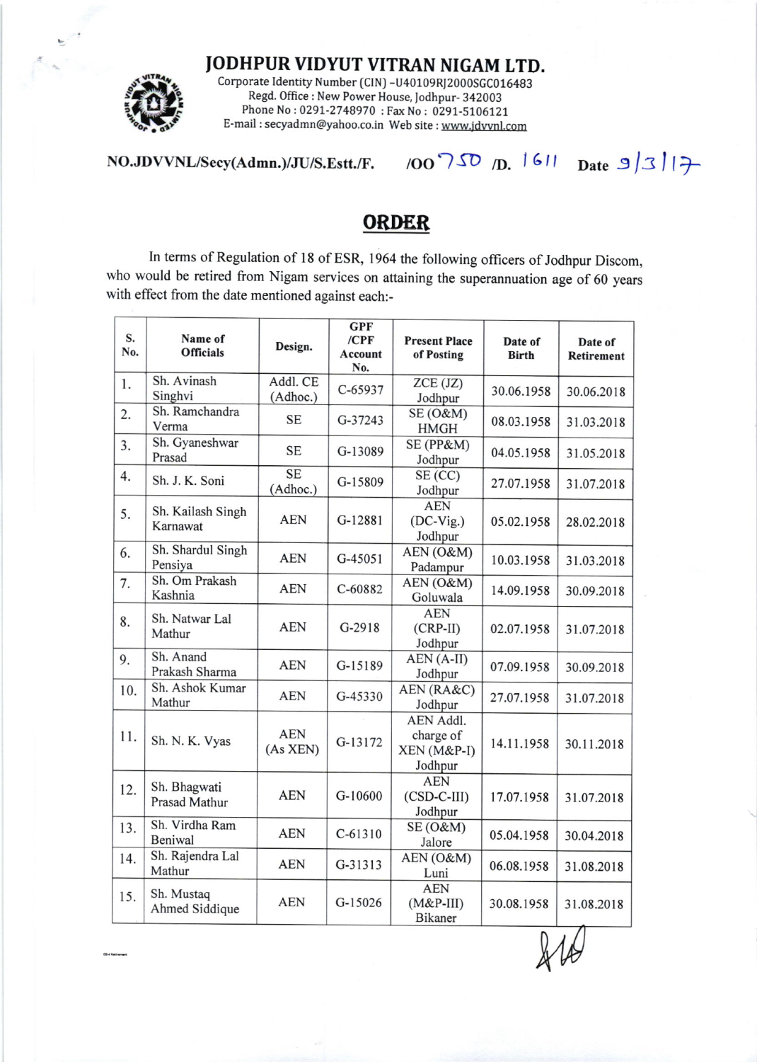# JODHPUR VIDYUT VITRAN NIGAM LTD.

Corporate Identity Number (CIN) -U40109RJ2000SGC016483
Regd. Office : New Power House, Jodhpur- 342003
Phone No : 0291-2748970 : Fax No : 0291-5106121
E-mail : secyadmn@yahoo.co.in Web site : www.jdvvnl.com

**NO.JDVVNL/Secy(Admn.)/JU/S.Estt./F. /OO 750 /D. 1611 Date 9/3/17**

## ORDER

In terms of Regulation of 18 of ESR, 1964 the following officers of Jodhpur Discom, who would be retired from Nigam services on attaining the superannuation age of 60 years with effect from the date mentioned against each:-

| S. No. | Name of Officials | Design. | GPF /CPF Account No. | Present Place of Posting | Date of Birth | Date of Retirement |
|---|---|---|---|---|---|---|
| 1. | Sh. Avinash Singhvi | Addl. CE (Adhoc.) | C-65937 | ZCE (JZ) Jodhpur | 30.06.1958 | 30.06.2018 |
| 2. | Sh. Ramchandra Verma | SE | G-37243 | SE (O&M) HMGH | 08.03.1958 | 31.03.2018 |
| 3. | Sh. Gyaneshwar Prasad | SE | G-13089 | SE (PP&M) Jodhpur | 04.05.1958 | 31.05.2018 |
| 4. | Sh. J. K. Soni | SE (Adhoc.) | G-15809 | SE (CC) Jodhpur | 27.07.1958 | 31.07.2018 |
| 5. | Sh. Kailash Singh Karnawat | AEN | G-12881 | AEN (DC-Vig.) Jodhpur | 05.02.1958 | 28.02.2018 |
| 6. | Sh. Shardul Singh Pensiya | AEN | G-45051 | AEN (O&M) Padampur | 10.03.1958 | 31.03.2018 |
| 7. | Sh. Om Prakash Kashnia | AEN | C-60882 | AEN (O&M) Goluwala | 14.09.1958 | 30.09.2018 |
| 8. | Sh. Natwar Lal Mathur | AEN | G-2918 | AEN (CRP-II) Jodhpur | 02.07.1958 | 31.07.2018 |
| 9. | Sh. Anand Prakash Sharma | AEN | G-15189 | AEN (A-II) Jodhpur | 07.09.1958 | 30.09.2018 |
| 10. | Sh. Ashok Kumar Mathur | AEN | G-45330 | AEN (RA&C) Jodhpur | 27.07.1958 | 31.07.2018 |
| 11. | Sh. N. K. Vyas | AEN (As XEN) | G-13172 | AEN Addl. charge of XEN (M&P-I) Jodhpur | 14.11.1958 | 30.11.2018 |
| 12. | Sh. Bhagwati Prasad Mathur | AEN | G-10600 | AEN (CSD-C-III) Jodhpur | 17.07.1958 | 31.07.2018 |
| 13. | Sh. Virdha Ram Beniwal | AEN | C-61310 | SE (O&M) Jalore | 05.04.1958 | 30.04.2018 |
| 14. | Sh. Rajendra Lal Mathur | AEN | G-31313 | AEN (O&M) Luni | 06.08.1958 | 31.08.2018 |
| 15. | Sh. Mustaq Ahmed Siddique | AEN | G-15026 | AEN (M&P-III) Bikaner | 30.08.1958 | 31.08.2018 |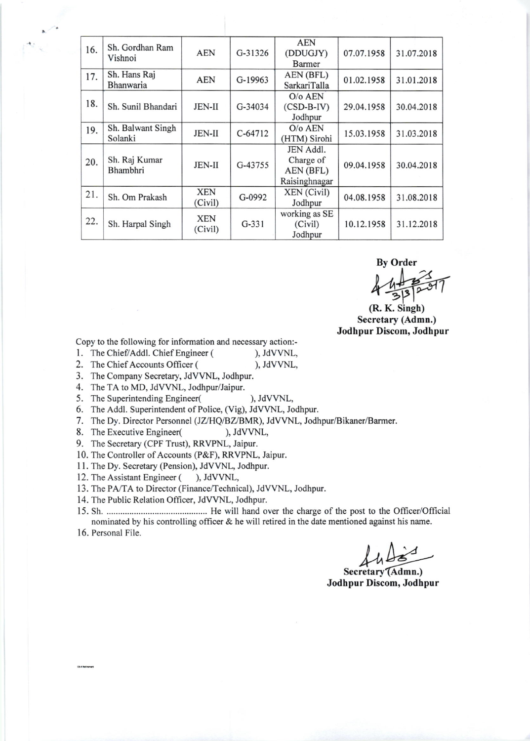| | | | | | | |
|---|---|---|---|---|---|---|
| 16. | Sh. Gordhan Ram Vishnoi | AEN | G-31326 | AEN (DDUGJY) Barmer | 07.07.1958 | 31.07.2018 |
| 17. | Sh. Hans Raj Bhanwaria | AEN | G-19963 | AEN (BFL) SarkariTalla | 01.02.1958 | 31.01.2018 |
| 18. | Sh. Sunil Bhandari | JEN-II | G-34034 | O/o AEN (CSD-B-IV) Jodhpur | 29.04.1958 | 30.04.2018 |
| 19. | Sh. Balwant Singh Solanki | JEN-II | C-64712 | O/o AEN (HTM) Sirohi | 15.03.1958 | 31.03.2018 |
| 20. | Sh. Raj Kumar Bhambhri | JEN-II | G-43755 | JEN Addl. Charge of AEN (BFL) Raisinghnagar | 09.04.1958 | 30.04.2018 |
| 21. | Sh. Om Prakash | XEN (Civil) | G-0992 | XEN (Civil) Jodhpur | 04.08.1958 | 31.08.2018 |
| 22. | Sh. Harpal Singh | XEN (Civil) | G-331 | working as SE (Civil) Jodhpur | 10.12.1958 | 31.12.2018 |

**By Order**

3/3/2017

**(R. K. Singh)**
**Secretary (Admn.)**
**Jodhpur Discom, Jodhpur**

Copy to the following for information and necessary action:-

1. The Chief/Addl. Chief Engineer ( ), JdVVNL,
2. The Chief Accounts Officer ( ), JdVVNL,
3. The Company Secretary, JdVVNL, Jodhpur.
4. The TA to MD, JdVVNL, Jodhpur/Jaipur.
5. The Superintending Engineer( ), JdVVNL,
6. The Addl. Superintendent of Police, (Vig), JdVVNL, Jodhpur.
7. The Dy. Director Personnel (JZ/HQ/BZ/BMR), JdVVNL, Jodhpur/Bikaner/Barmer.
8. The Executive Engineer( ), JdVVNL,
9. The Secretary (CPF Trust), RRVPNL, Jaipur.
10. The Controller of Accounts (P&F), RRVPNL, Jaipur.
11. The Dy. Secretary (Pension), JdVVNL, Jodhpur.
12. The Assistant Engineer ( ), JdVVNL,
13. The PA/TA to Director (Finance/Technical), JdVVNL, Jodhpur.
14. The Public Relation Officer, JdVVNL, Jodhpur.
15. Sh. ........................................... He will hand over the charge of the post to the Officer/Official nominated by his controlling officer & he will retired in the date mentioned against his name.
16. Personal File.

**Secretary (Admn.)**
**Jodhpur Discom, Jodhpur**